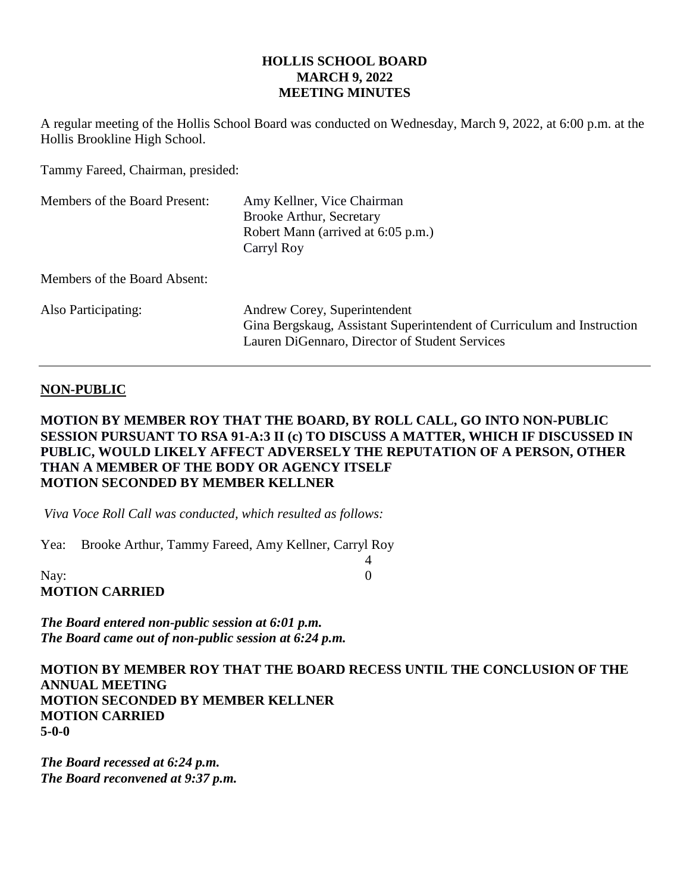# HOLLIS SCHOOL BOARD
## MARCH 9, 2022
## MEETING MINUTES

A regular meeting of the Hollis School Board was conducted on Wednesday, March 9, 2022, at 6:00 p.m. at the Hollis Brookline High School.

Tammy Fareed, Chairman, presided:

| | |
|---|---|
| Members of the Board Present: | Amy Kellner, Vice Chairman<br>Brooke Arthur, Secretary<br>Robert Mann (arrived at 6:05 p.m.)<br>Carryl Roy |
| Members of the Board Absent: | |
| Also Participating: | Andrew Corey, Superintendent<br>Gina Bergskaug, Assistant Superintendent of Curriculum and Instruction<br>Lauren DiGennaro, Director of Student Services |

---

## NON-PUBLIC

**MOTION BY MEMBER ROY THAT THE BOARD, BY ROLL CALL, GO INTO NON-PUBLIC SESSION PURSUANT TO RSA 91-A:3 II (c) TO DISCUSS A MATTER, WHICH IF DISCUSSED IN PUBLIC, WOULD LIKELY AFFECT ADVERSELY THE REPUTATION OF A PERSON, OTHER THAN A MEMBER OF THE BODY OR AGENCY ITSELF**
**MOTION SECONDED BY MEMBER KELLNER**

*Viva Voce Roll Call was conducted, which resulted as follows:*

Yea: Brooke Arthur, Tammy Fareed, Amy Kellner, Carryl Roy
4

Nay: 0

**MOTION CARRIED**

***The Board entered non-public session at 6:01 p.m.***
***The Board came out of non-public session at 6:24 p.m.***

**MOTION BY MEMBER ROY THAT THE BOARD RECESS UNTIL THE CONCLUSION OF THE ANNUAL MEETING**
**MOTION SECONDED BY MEMBER KELLNER**
**MOTION CARRIED**
**5-0-0**

***The Board recessed at 6:24 p.m.***
***The Board reconvened at 9:37 p.m.***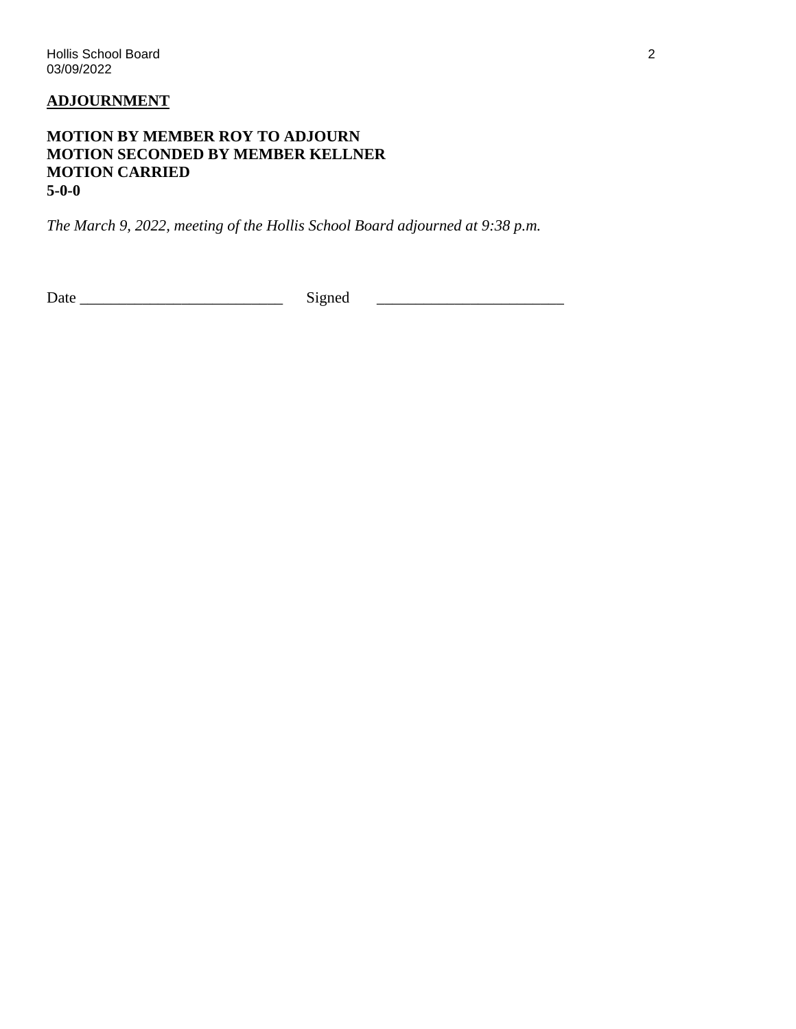## ADJOURNMENT

**MOTION BY MEMBER ROY TO ADJOURN**
**MOTION SECONDED BY MEMBER KELLNER**
**MOTION CARRIED**
**5-0-0**

*The March 9, 2022, meeting of the Hollis School Board adjourned at 9:38 p.m.*

Date ___________________________ Signed _________________________